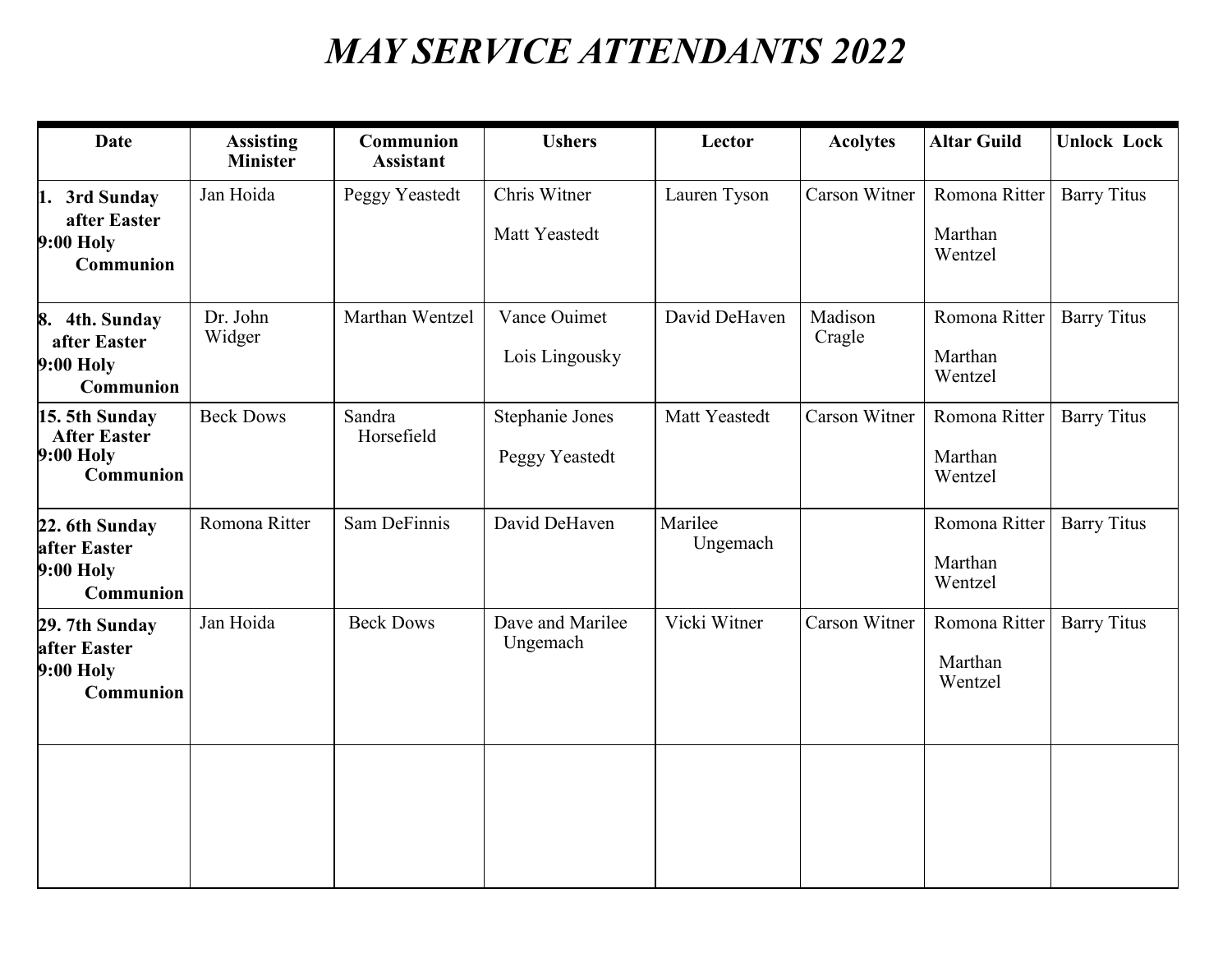# *MAY SERVICE ATTENDANTS 2022*

| Date | Assisting Minister | Communion Assistant | Ushers | Lector | Acolytes | Altar Guild | Unlock Lock |
|---|---|---|---|---|---|---|---|
| **1. 3rd Sunday after Easter 9:00 Holy Communion** | Jan Hoida | Peggy Yeastedt | Chris Witner<br><br>Matt Yeastedt | Lauren Tyson | Carson Witner | Romona Ritter<br><br>Marthan Wentzel | Barry Titus |
| **8. 4th. Sunday after Easter 9:00 Holy Communion** | Dr. John Widger | Marthan Wentzel | Vance Ouimet<br><br>Lois Lingousky | David DeHaven | Madison Cragle | Romona Ritter<br><br>Marthan Wentzel | Barry Titus |
| **15. 5th Sunday After Easter 9:00 Holy Communion** | Beck Dows | Sandra Horsefield | Stephanie Jones<br><br>Peggy Yeastedt | Matt Yeastedt | Carson Witner | Romona Ritter<br><br>Marthan Wentzel | Barry Titus |
| **22. 6th Sunday after Easter 9:00 Holy Communion** | Romona Ritter | Sam DeFinnis | David DeHaven | Marilee Ungemach | | Romona Ritter<br><br>Marthan Wentzel | Barry Titus |
| **29. 7th Sunday after Easter 9:00 Holy Communion** | Jan Hoida | Beck Dows | Dave and Marilee Ungemach | Vicki Witner | Carson Witner | Romona Ritter<br><br>Marthan Wentzel | Barry Titus |
| | | | | | | | |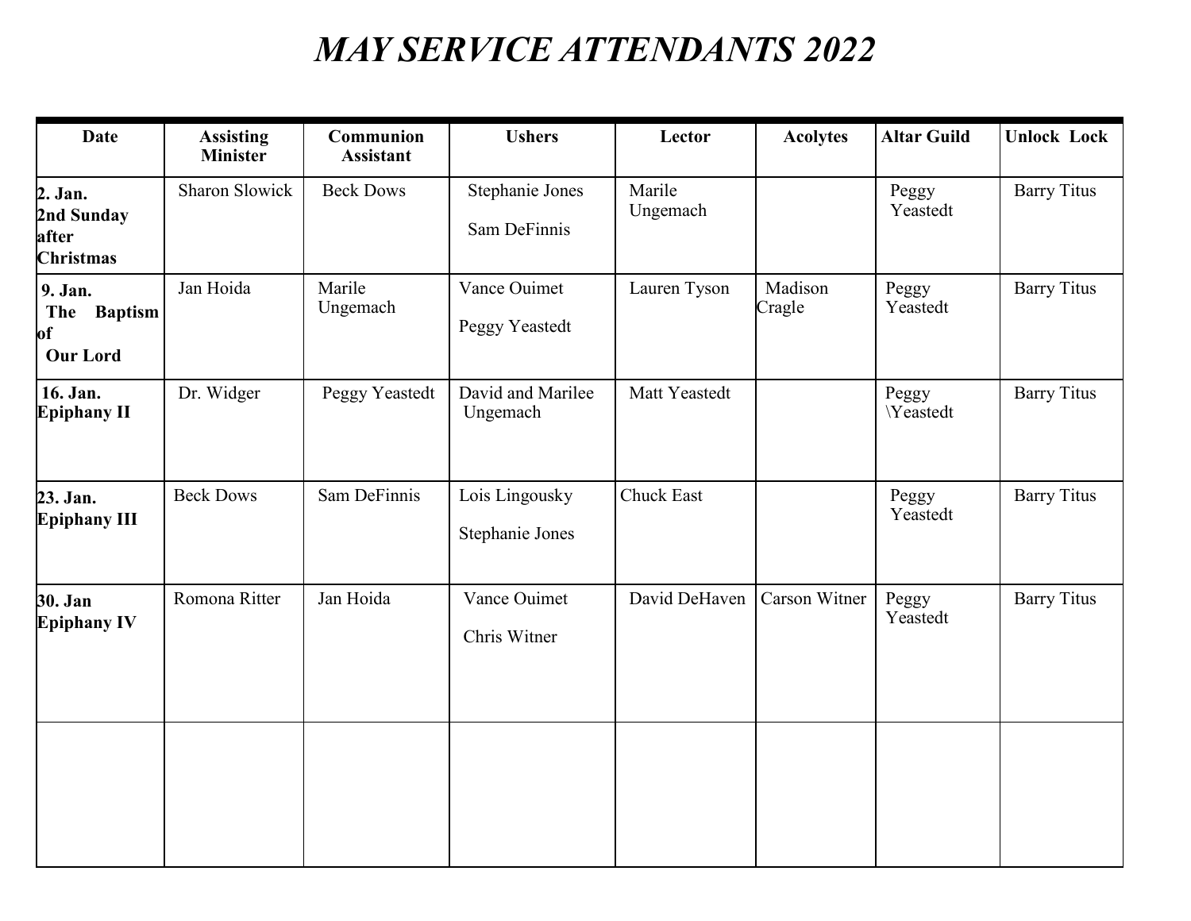# *MAY SERVICE ATTENDANTS 2022*

| Date | Assisting Minister | Communion Assistant | Ushers | Lector | Acolytes | Altar Guild | Unlock Lock |
|---|---|---|---|---|---|---|---|
| **2. Jan. 2nd Sunday after Christmas** | Sharon Slowick | Beck Dows | Stephanie Jones<br><br>Sam DeFinnis | Marile Ungemach | | Peggy Yeastedt | Barry Titus |
| **9. Jan. The Baptism of Our Lord** | Jan Hoida | Marile Ungemach | Vance Ouimet<br><br>Peggy Yeastedt | Lauren Tyson | Madison Cragle | Peggy Yeastedt | Barry Titus |
| **16. Jan. Epiphany II** | Dr. Widger | Peggy Yeastedt | David and Marilee Ungemach | Matt Yeastedt | | Peggy \Yeastedt | Barry Titus |
| **23. Jan. Epiphany III** | Beck Dows | Sam DeFinnis | Lois Lingousky<br><br>Stephanie Jones | Chuck East | | Peggy Yeastedt | Barry Titus |
| **30. Jan Epiphany IV** | Romona Ritter | Jan Hoida | Vance Ouimet<br><br>Chris Witner | David DeHaven | Carson Witner | Peggy Yeastedt | Barry Titus |
| | | | | | | | |